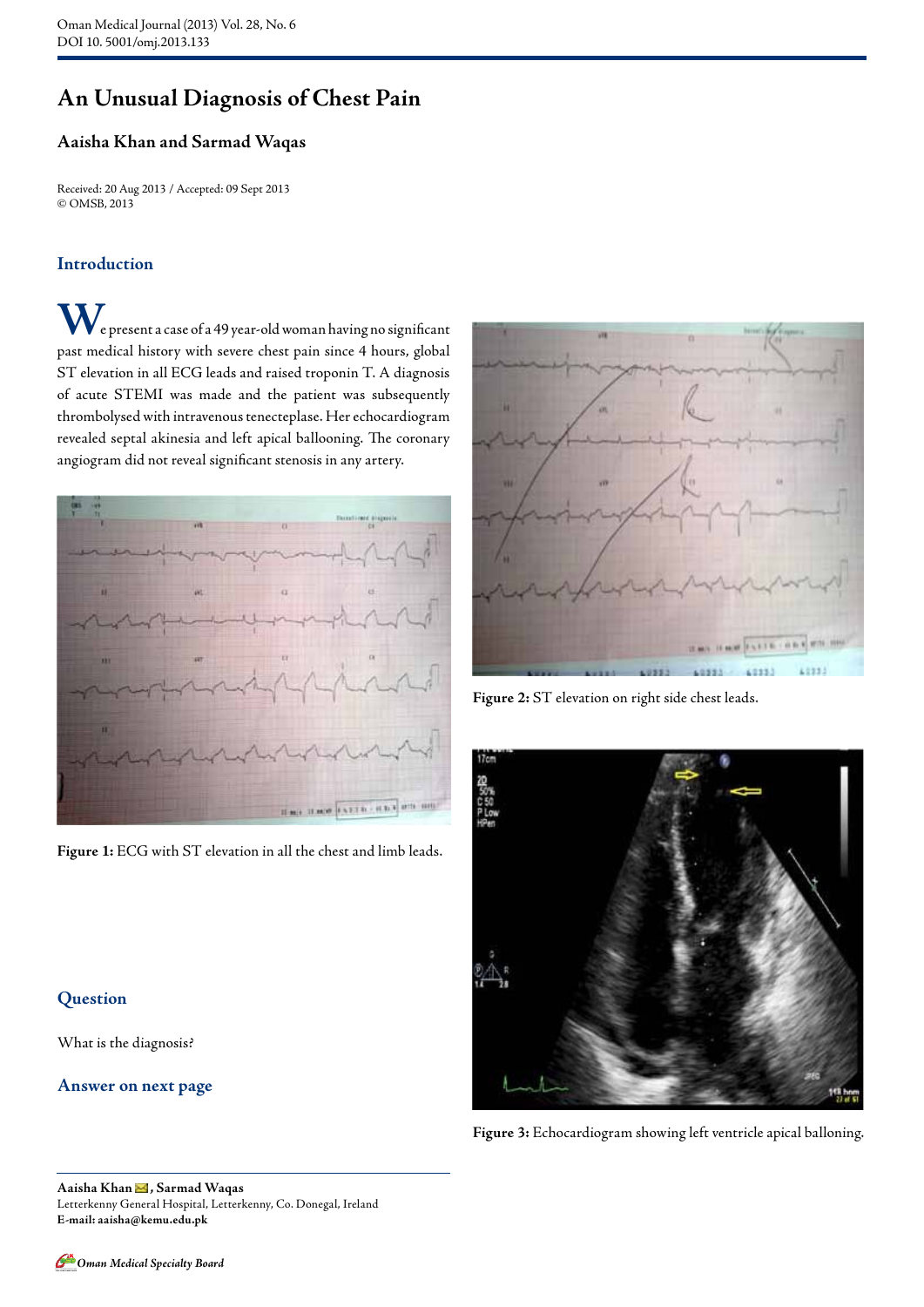# An Unusual Diagnosis of Chest Pain

### Aisha Khan and Sarmad Waqas

Received: 20 Aug 2013 / Accepted: 09 Sept 2013
© OMSB, 2013

## Introduction

We present a case of a 49 year-old woman having no significant past medical history with severe chest pain since 4 hours, global ST elevation in all ECG leads and raised troponin T. A diagnosis of acute STEMI was made and the patient was subsequently thrombolysed with intravenous tenecteplase. Her echocardiogram revealed septal akinesia and left apical ballooning. The coronary angiogram did not reveal significant stenosis in any artery.

**Figure 1:** ECG with ST elevation in all the chest and limb leads.

**Figure 2:** ST elevation on right side chest leads.

**Figure 3:** Echocardiogram showing left ventricle apical balloning.

## Question

What is the diagnosis?

## Answer on next page

---

**Aaisha Khan ✉, Sarmad Waqas**
Letterkenny General Hospital, Letterkenny, Co. Donegal, Ireland
**E-mail: aaisha@kemu.edu.pk**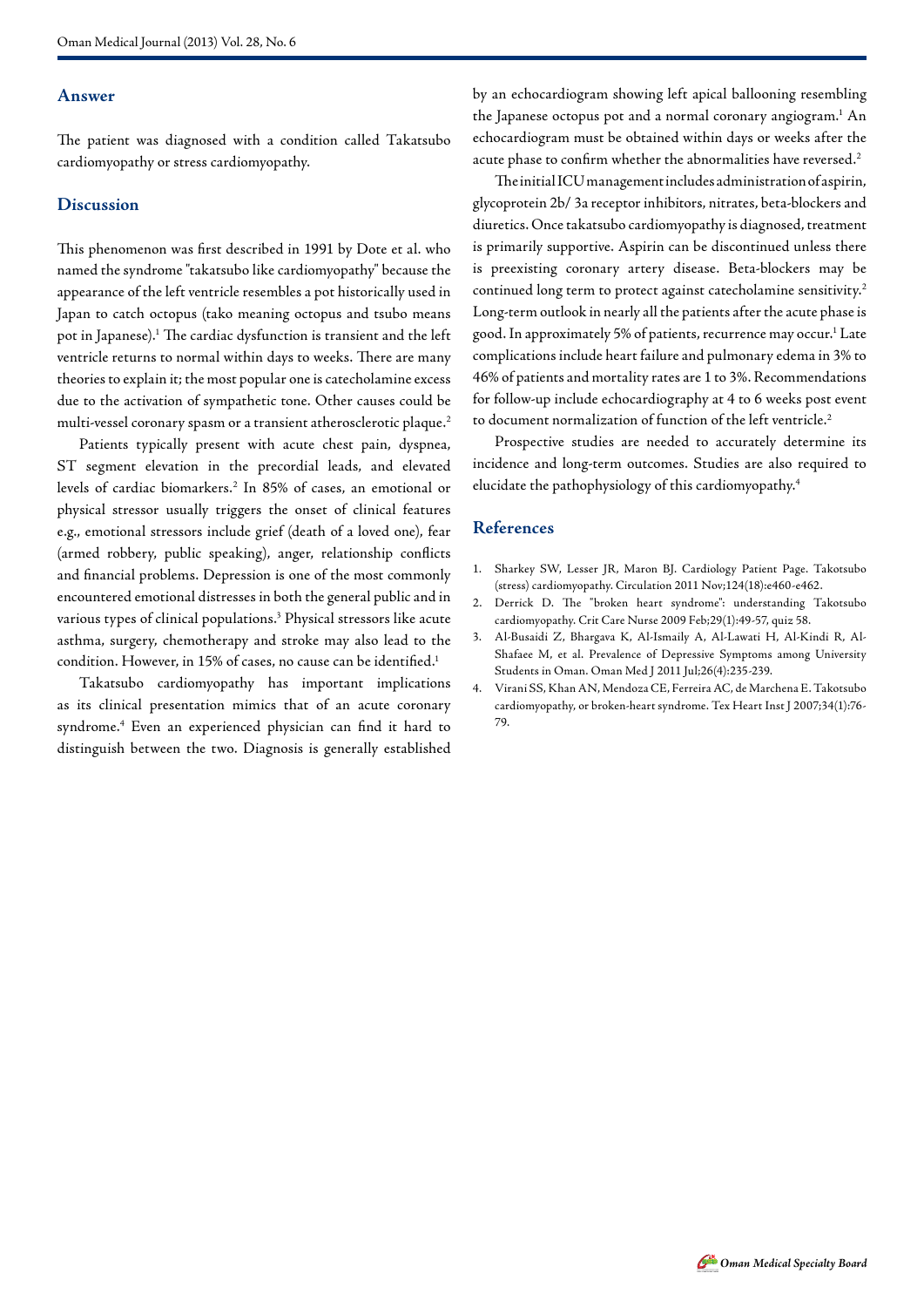## Answer

The patient was diagnosed with a condition called Takatsubo cardiomyopathy or stress cardiomyopathy.

## Discussion

This phenomenon was first described in 1991 by Dote et al. who named the syndrome "takatsubo like cardiomyopathy" because the appearance of the left ventricle resembles a pot historically used in Japan to catch octopus (tako meaning octopus and tsubo means pot in Japanese).[1] The cardiac dysfunction is transient and the left ventricle returns to normal within days to weeks. There are many theories to explain it; the most popular one is catecholamine excess due to the activation of sympathetic tone. Other causes could be multi-vessel coronary spasm or a transient atherosclerotic plaque.[2]

Patients typically present with acute chest pain, dyspnea, ST segment elevation in the precordial leads, and elevated levels of cardiac biomarkers.[2] In 85% of cases, an emotional or physical stressor usually triggers the onset of clinical features e.g., emotional stressors include grief (death of a loved one), fear (armed robbery, public speaking), anger, relationship conflicts and financial problems. Depression is one of the most commonly encountered emotional distresses in both the general public and in various types of clinical populations.[3] Physical stressors like acute asthma, surgery, chemotherapy and stroke may also lead to the condition. However, in 15% of cases, no cause can be identified.[1]

Takatsubo cardiomyopathy has important implications as its clinical presentation mimics that of an acute coronary syndrome.[4] Even an experienced physician can find it hard to distinguish between the two. Diagnosis is generally established by an echocardiogram showing left apical ballooning resembling the Japanese octopus pot and a normal coronary angiogram.[1] An echocardiogram must be obtained within days or weeks after the acute phase to confirm whether the abnormalities have reversed.[2]

The initial ICU management includes administration of aspirin, glycoprotein 2b/ 3a receptor inhibitors, nitrates, beta-blockers and diuretics. Once takatsubo cardiomyopathy is diagnosed, treatment is primarily supportive. Aspirin can be discontinued unless there is preexisting coronary artery disease. Beta-blockers may be continued long term to protect against catecholamine sensitivity.[2] Long-term outlook in nearly all the patients after the acute phase is good. In approximately 5% of patients, recurrence may occur.[1] Late complications include heart failure and pulmonary edema in 3% to 46% of patients and mortality rates are 1 to 3%. Recommendations for follow-up include echocardiography at 4 to 6 weeks post event to document normalization of function of the left ventricle.[2]

Prospective studies are needed to accurately determine its incidence and long-term outcomes. Studies are also required to elucidate the pathophysiology of this cardiomyopathy.[4]

## References

1. Sharkey SW, Lesser JR, Maron BJ. Cardiology Patient Page. Takotsubo (stress) cardiomyopathy. Circulation 2011 Nov;124(18):e460-e462.
2. Derrick D. The "broken heart syndrome": understanding Takotsubo cardiomyopathy. Crit Care Nurse 2009 Feb;29(1):49-57, quiz 58.
3. Al-Busaidi Z, Bhargava K, Al-Ismaily A, Al-Lawati H, Al-Kindi R, Al-Shafaee M, et al. Prevalence of Depressive Symptoms among University Students in Oman. Oman Med J 2011 Jul;26(4):235-239.
4. Virani SS, Khan AN, Mendoza CE, Ferreira AC, de Marchena E. Takotsubo cardiomyopathy, or broken-heart syndrome. Tex Heart Inst J 2007;34(1):76-79.